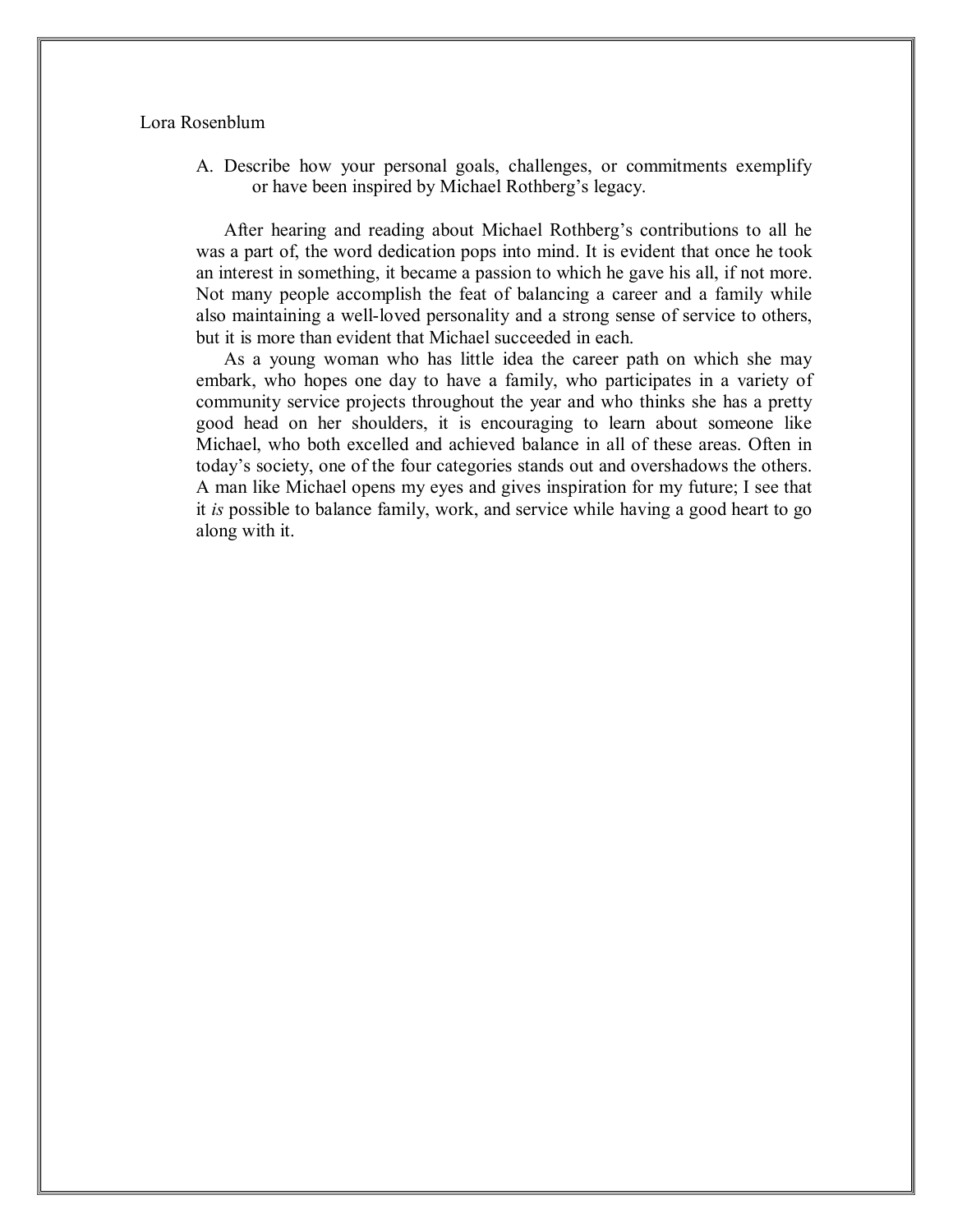Lora Rosenblum

A. Describe how your personal goals, challenges, or commitments exemplify or have been inspired by Michael Rothberg's legacy.

After hearing and reading about Michael Rothberg's contributions to all he was a part of, the word dedication pops into mind. It is evident that once he took an interest in something, it became a passion to which he gave his all, if not more. Not many people accomplish the feat of balancing a career and a family while also maintaining a well-loved personality and a strong sense of service to others, but it is more than evident that Michael succeeded in each.

As a young woman who has little idea the career path on which she may embark, who hopes one day to have a family, who participates in a variety of community service projects throughout the year and who thinks she has a pretty good head on her shoulders, it is encouraging to learn about someone like Michael, who both excelled and achieved balance in all of these areas. Often in today's society, one of the four categories stands out and overshadows the others. A man like Michael opens my eyes and gives inspiration for my future; I see that it *is* possible to balance family, work, and service while having a good heart to go along with it.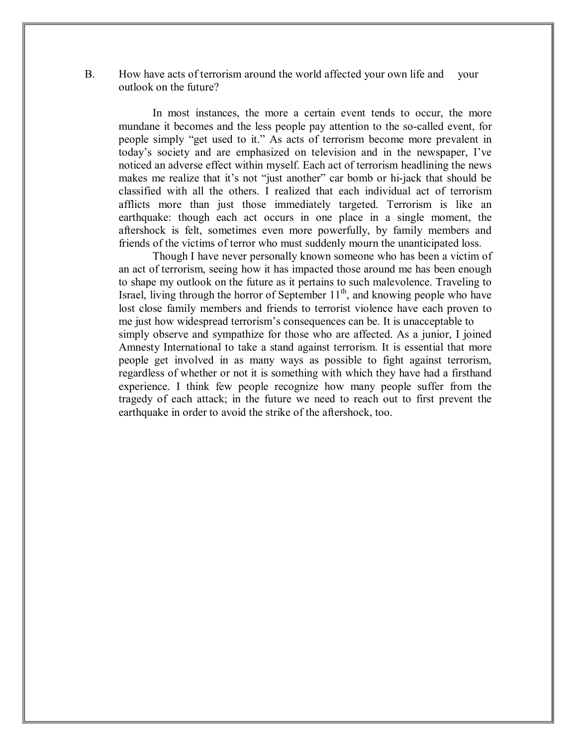B. How have acts of terrorism around the world affected your own life and your outlook on the future?

In most instances, the more a certain event tends to occur, the more mundane it becomes and the less people pay attention to the so-called event, for people simply "get used to it." As acts of terrorism become more prevalent in today's society and are emphasized on television and in the newspaper, I've noticed an adverse effect within myself. Each act of terrorism headlining the news makes me realize that it's not "just another" car bomb or hi-jack that should be classified with all the others. I realized that each individual act of terrorism afflicts more than just those immediately targeted. Terrorism is like an earthquake: though each act occurs in one place in a single moment, the aftershock is felt, sometimes even more powerfully, by family members and friends of the victims of terror who must suddenly mourn the unanticipated loss.

Though I have never personally known someone who has been a victim of an act of terrorism, seeing how it has impacted those around me has been enough to shape my outlook on the future as it pertains to such malevolence. Traveling to Israel, living through the horror of September 11th, and knowing people who have lost close family members and friends to terrorist violence have each proven to me just how widespread terrorism's consequences can be. It is unacceptable to simply observe and sympathize for those who are affected. As a junior, I joined Amnesty International to take a stand against terrorism. It is essential that more people get involved in as many ways as possible to fight against terrorism, regardless of whether or not it is something with which they have had a firsthand experience. I think few people recognize how many people suffer from the tragedy of each attack; in the future we need to reach out to first prevent the earthquake in order to avoid the strike of the aftershock, too.